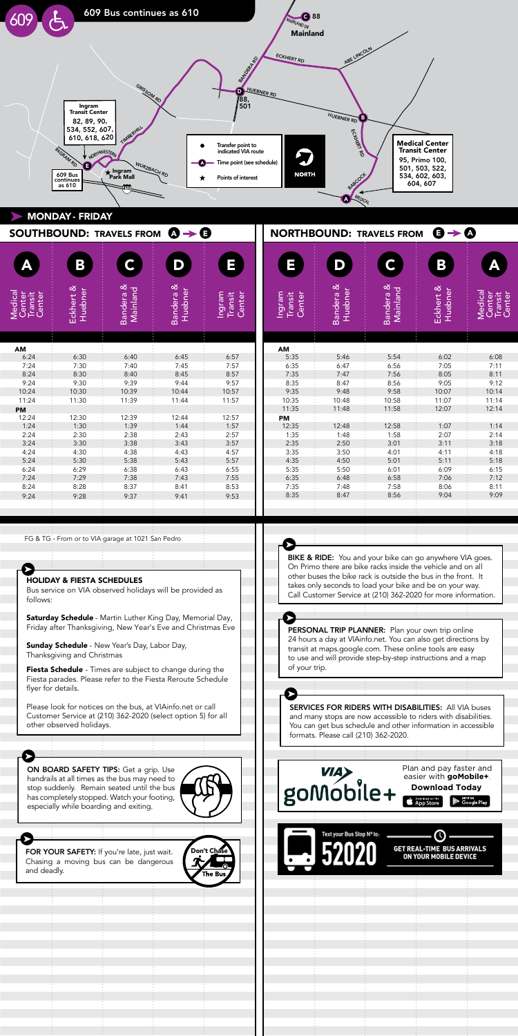# 609

609 Bus continues as 610

Ingram Transit Center: 82, 89, 90, 534, 552, 607, 610, 618, 620

609 Bus continues as 610

Medical Center Transit Center: 95, Primo 100, 501, 503, 522, 534, 602, 603, 604, 607

D: 88, 501

C: 88

- Transfer point to indicated VIA route
- Time point (see schedule)
- Points of interest

## MONDAY - FRIDAY

### SOUTHBOUND: TRAVELS FROM A → E

| A Medical Center Transit Center | B Eckhert & Huebner | C Bandera & Mainland | D Bandera & Huebner | E Ingram Transit Center |
|---|---|---|---|---|
| **AM** | | | | |
| 6:24 | 6:30 | 6:40 | 6:45 | 6:57 |
| 7:24 | 7:30 | 7:40 | 7:45 | 7:57 |
| 8:24 | 8:30 | 8:40 | 8:45 | 8:57 |
| 9:24 | 9:30 | 9:39 | 9:44 | 9:57 |
| 10:24 | 10:30 | 10:39 | 10:44 | 10:57 |
| 11:24 | 11:30 | 11:39 | 11:44 | 11:57 |
| **PM** | | | | |
| 12:24 | 12:30 | 12:39 | 12:44 | 12:57 |
| 1:24 | 1:30 | 1:39 | 1:44 | 1:57 |
| 2:24 | 2:30 | 2:38 | 2:43 | 2:57 |
| 3:24 | 3:30 | 3:38 | 3:43 | 3:57 |
| 4:24 | 4:30 | 4:38 | 4:43 | 4:57 |
| 5:24 | 5:30 | 5:38 | 5:43 | 5:57 |
| 6:24 | 6:29 | 6:38 | 6:43 | 6:55 |
| 7:24 | 7:29 | 7:38 | 7:43 | 7:55 |
| 8:24 | 8:28 | 8:37 | 8:41 | 8:53 |
| 9:24 | 9:28 | 9:37 | 9:41 | 9:53 |

### NORTHBOUND: TRAVELS FROM E → A

| E Ingram Transit Center | D Bandera & Huebner | C Bandera & Mainland | B Eckhert & Huebner | A Medical Center Transit Center |
|---|---|---|---|---|
| **AM** | | | | |
| 5:35 | 5:46 | 5:54 | 6:02 | 6:08 |
| 6:35 | 6:47 | 6:56 | 7:05 | 7:11 |
| 7:35 | 7:47 | 7:56 | 8:05 | 8:11 |
| 8:35 | 8:47 | 8:56 | 9:05 | 9:12 |
| 9:35 | 9:48 | 9:58 | 10:07 | 10:14 |
| 10:35 | 10:48 | 10:58 | 11:07 | 11:14 |
| 11:35 | 11:48 | 11:58 | 12:07 | 12:14 |
| **PM** | | | | |
| 12:35 | 12:48 | 12:58 | 1:07 | 1:14 |
| 1:35 | 1:48 | 1:58 | 2:07 | 2:14 |
| 2:35 | 2:50 | 3:01 | 3:11 | 3:18 |
| 3:35 | 3:50 | 4:01 | 4:11 | 4:18 |
| 4:35 | 4:50 | 5:01 | 5:11 | 5:18 |
| 5:35 | 5:50 | 6:01 | 6:09 | 6:15 |
| 6:35 | 6:48 | 6:58 | 7:06 | 7:12 |
| 7:35 | 7:48 | 7:58 | 8:06 | 8:11 |
| 8:35 | 8:47 | 8:56 | 9:04 | 9:09 |

FG & TG - From or to VIA garage at 1021 San Pedro

**HOLIDAY & FIESTA SCHEDULES**

Bus service on VIA observed holidays will be provided as follows:

**Saturday Schedule** - Martin Luther King Day, Memorial Day, Friday after Thanksgiving, New Year's Eve and Christmas Eve

**Sunday Schedule** - New Year's Day, Labor Day, Thanksgiving and Christmas

**Fiesta Schedule** - Times are subject to change during the Fiesta parades. Please refer to the Fiesta Reroute Schedule flyer for details.

Please look for notices on the bus, at VIAinfo.net or call Customer Service at (210) 362-2020 (select option 5) for all other observed holidays.

**ON BOARD SAFETY TIPS:** Get a grip. Use handrails at all times as the bus may need to stop suddenly. Remain seated until the bus has completely stopped. Watch your footing, especially while boarding and exiting.

**FOR YOUR SAFETY:** If you're late, just wait. Chasing a moving bus can be dangerous and deadly.

**BIKE & RIDE:** You and your bike can go anywhere VIA goes. On Primo there are bike racks inside the vehicle and on all other buses the bike rack is outside the bus in the front. It takes only seconds to load your bike and be on your way. Call Customer Service at (210) 362-2020 for more information.

**PERSONAL TRIP PLANNER:** Plan your own trip online 24 hours a day at VIAinfo.net. You can also get directions by transit at maps.google.com. These online tools are easy to use and will provide step-by-step instructions and a map of your trip.

**SERVICES FOR RIDERS WITH DISABILITIES:** All VIA buses and many stops are now accessible to riders with disabilities. You can get bus schedule and other information in accessible formats. Please call (210) 362-2020.

VIA goMobile+ — Plan and pay faster and easier with **goMobile+**. **Download Today**

Text your Bus Stop N° to: 52020 — GET REAL-TIME BUS ARRIVALS ON YOUR MOBILE DEVICE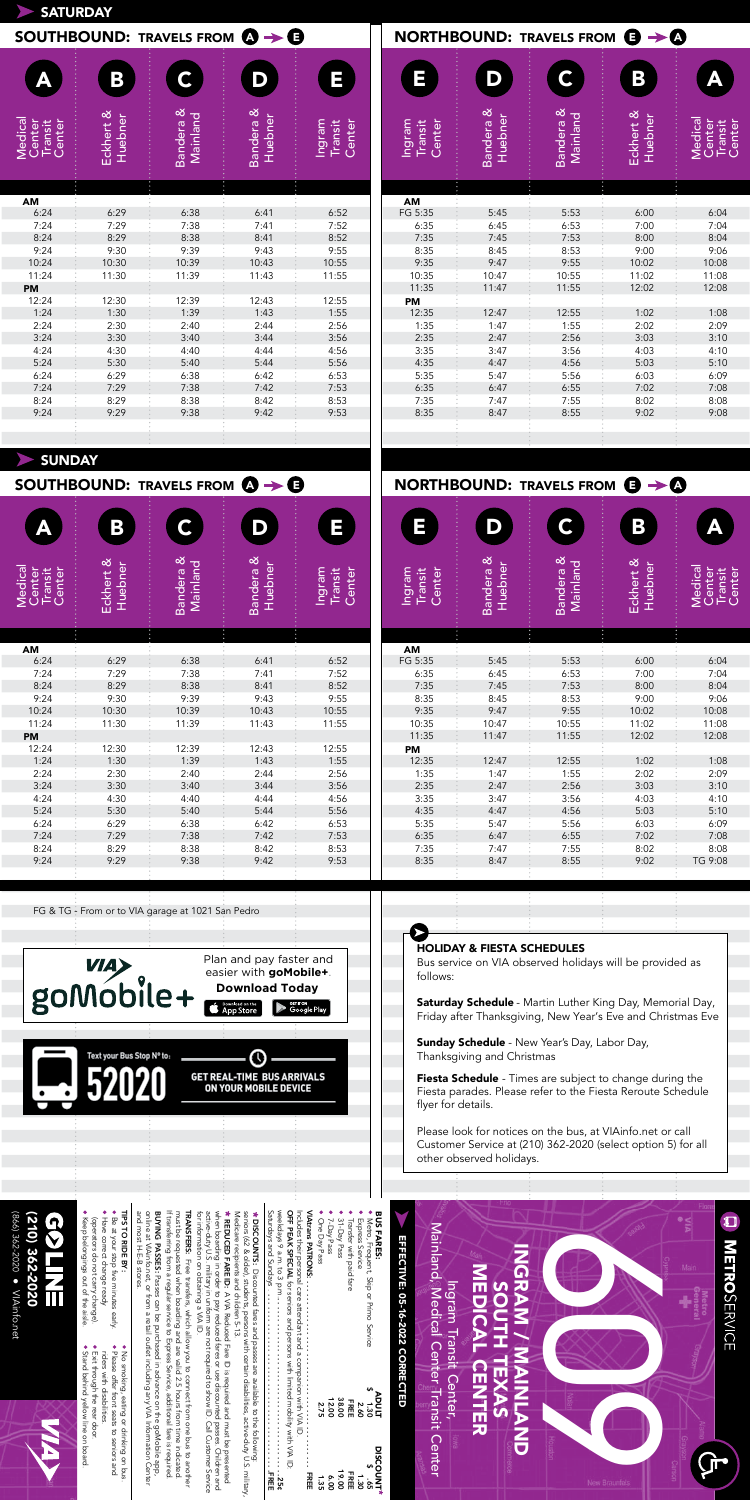# SATURDAY

## SOUTHBOUND: TRAVELS FROM A → E

| A Medical Center Transit Center | B Eckhert & Huebner | C Bandera & Mainland | D Bandera & Huebner | E Ingram Transit Center |
|---|---|---|---|---|
| **AM** | | | | |
| 6:24 | 6:29 | 6:38 | 6:41 | 6:52 |
| 7:24 | 7:29 | 7:38 | 7:41 | 7:52 |
| 8:24 | 8:29 | 8:38 | 8:41 | 8:52 |
| 9:24 | 9:30 | 9:39 | 9:43 | 9:55 |
| 10:24 | 10:30 | 10:39 | 10:43 | 10:55 |
| 11:24 | 11:30 | 11:39 | 11:43 | 11:55 |
| **PM** | | | | |
| 12:24 | 12:30 | 12:39 | 12:43 | 12:55 |
| 1:24 | 1:30 | 1:39 | 1:43 | 1:55 |
| 2:24 | 2:30 | 2:40 | 2:44 | 2:56 |
| 3:24 | 3:30 | 3:40 | 3:44 | 3:56 |
| 4:24 | 4:30 | 4:40 | 4:44 | 4:56 |
| 5:24 | 5:30 | 5:40 | 5:44 | 5:56 |
| 6:24 | 6:29 | 6:38 | 6:42 | 6:53 |
| 7:24 | 7:29 | 7:38 | 7:42 | 7:53 |
| 8:24 | 8:29 | 8:38 | 8:42 | 8:53 |
| 9:24 | 9:29 | 9:38 | 9:42 | 9:53 |

## NORTHBOUND: TRAVELS FROM E → A

| E Ingram Transit Center | D Bandera & Huebner | C Bandera & Mainland | B Eckhert & Huebner | A Medical Center Transit Center |
|---|---|---|---|---|
| **AM** | | | | |
| FG 5:35 | 5:45 | 5:53 | 6:00 | 6:04 |
| 6:35 | 6:45 | 6:53 | 7:00 | 7:04 |
| 7:35 | 7:45 | 7:53 | 8:00 | 8:04 |
| 8:35 | 8:45 | 8:53 | 9:00 | 9:06 |
| 9:35 | 9:47 | 9:55 | 10:02 | 10:08 |
| 10:35 | 10:47 | 10:55 | 11:02 | 11:08 |
| 11:35 | 11:47 | 11:55 | 12:02 | 12:08 |
| **PM** | | | | |
| 12:35 | 12:47 | 12:55 | 1:02 | 1:08 |
| 1:35 | 1:47 | 1:55 | 2:02 | 2:09 |
| 2:35 | 2:47 | 2:56 | 3:03 | 3:10 |
| 3:35 | 3:47 | 3:56 | 4:03 | 4:10 |
| 4:35 | 4:47 | 4:56 | 5:03 | 5:10 |
| 5:35 | 5:47 | 5:56 | 6:03 | 6:09 |
| 6:35 | 6:47 | 6:55 | 7:02 | 7:08 |
| 7:35 | 7:47 | 7:55 | 8:02 | 8:08 |
| 8:35 | 8:47 | 8:55 | 9:02 | 9:08 |

# SUNDAY

## SOUTHBOUND: TRAVELS FROM A → E

| A Medical Center Transit Center | B Eckhert & Huebner | C Bandera & Mainland | D Bandera & Huebner | E Ingram Transit Center |
|---|---|---|---|---|
| **AM** | | | | |
| 6:24 | 6:29 | 6:38 | 6:41 | 6:52 |
| 7:24 | 7:29 | 7:38 | 7:41 | 7:52 |
| 8:24 | 8:29 | 8:38 | 8:41 | 8:52 |
| 9:24 | 9:30 | 9:39 | 9:43 | 9:55 |
| 10:24 | 10:30 | 10:39 | 10:43 | 10:55 |
| 11:24 | 11:30 | 11:39 | 11:43 | 11:55 |
| **PM** | | | | |
| 12:24 | 12:30 | 12:39 | 12:43 | 12:55 |
| 1:24 | 1:30 | 1:39 | 1:43 | 1:55 |
| 2:24 | 2:30 | 2:40 | 2:44 | 2:56 |
| 3:24 | 3:30 | 3:40 | 3:44 | 3:56 |
| 4:24 | 4:30 | 4:40 | 4:44 | 4:56 |
| 5:24 | 5:30 | 5:40 | 5:44 | 5:56 |
| 6:24 | 6:29 | 6:38 | 6:42 | 6:53 |
| 7:24 | 7:29 | 7:38 | 7:42 | 7:53 |
| 8:24 | 8:29 | 8:38 | 8:42 | 8:53 |
| 9:24 | 9:29 | 9:38 | 9:42 | 9:53 |

## NORTHBOUND: TRAVELS FROM E → A

| E Ingram Transit Center | D Bandera & Huebner | C Bandera & Mainland | B Eckhert & Huebner | A Medical Center Transit Center |
|---|---|---|---|---|
| **AM** | | | | |
| FG 5:35 | 5:45 | 5:53 | 6:00 | 6:04 |
| 6:35 | 6:45 | 6:53 | 7:00 | 7:04 |
| 7:35 | 7:45 | 7:53 | 8:00 | 8:04 |
| 8:35 | 8:45 | 8:53 | 9:00 | 9:06 |
| 9:35 | 9:47 | 9:55 | 10:02 | 10:08 |
| 10:35 | 10:47 | 10:55 | 11:02 | 11:08 |
| 11:35 | 11:47 | 11:55 | 12:02 | 12:08 |
| **PM** | | | | |
| 12:35 | 12:47 | 12:55 | 1:02 | 1:08 |
| 1:35 | 1:47 | 1:55 | 2:02 | 2:09 |
| 2:35 | 2:47 | 2:56 | 3:03 | 3:10 |
| 3:35 | 3:47 | 3:56 | 4:03 | 4:10 |
| 4:35 | 4:47 | 4:56 | 5:03 | 5:10 |
| 5:35 | 5:47 | 5:56 | 6:03 | 6:09 |
| 6:35 | 6:47 | 6:55 | 7:02 | 7:08 |
| 7:35 | 7:47 | 7:55 | 8:02 | 8:08 |
| 8:35 | 8:47 | 8:55 | 9:02 | TG 9:08 |

FG & TG - From or to VIA garage at 1021 San Pedro

goMobile+ Plan and pay faster and easier with **goMobile+**. Download Today

Text your Bus Stop N° to: 52020 GET REAL-TIME BUS ARRIVALS ON YOUR MOBILE DEVICE

### HOLIDAY & FIESTA SCHEDULES

Bus service on VIA observed holidays will be provided as follows:

**Saturday Schedule** - Martin Luther King Day, Memorial Day, Friday after Thanksgiving, New Year's Eve and Christmas Eve

**Sunday Schedule** - New Year's Day, Labor Day, Thanksgiving and Christmas

**Fiesta Schedule** - Times are subject to change during the Fiesta parades. Please refer to the Fiesta Reroute Schedule flyer for details.

Please look for notices on the bus, at VIAinfo.net or call Customer Service at (210) 362-2020 (select option 5) for all other observed holidays.

# METROSERVICE

# 609 INGRAM / MAINLAND SOUTH TEXAS MEDICAL CENTER

Ingram Transit Center, Mainland, Medical Center Transit Center

**EFFECTIVE: 05-16-2022 CORRECTED**

**BUS FARES:**

| | ADULT | DISCOUNT* |
|---|---|---|
| • Metro, Frequent, Skip or Primo Service | $ 1.30 | $ .65 |
| • Express Service | 2.60 | 1.30 |
| • Transfer with paid fare | FREE | FREE |
| • 31-Day Pass | 38.00 | 19.00 |
| • 7-Day Pass | 12.00 | 6.00 |
| • One-Day Pass | 2.75 | 1.35 |

**VIAtrans PATRONS:** .... FREE

Includes their personal care attendant and a companion with VIA ID.

**OFF PEAK SPECIAL** for seniors and persons with limited mobility with VIA ID.

weekdays 9 a.m. to 3 p.m. .... 25¢

Saturdays and Sundays .... FREE

**★ DISCOUNTS:** Discounted fares and passes are available to the following: seniors (62 & older), students, persons with certain disabilities, active-duty U.S. military, Medicare recipients and children 5-11.

**★ REDUCED FARE ID:** A VIA Reduced Fare ID is required and must be presented when boarding in order to pay reduced fares or use discounted passes. Children and active duty U.S. military members are not required to show ID. Call Customer Service for information on obtaining a VIA ID.

**TRANSFERS:** Free transfers, which allow you to connect from one bus to another must be requested when boarding and are valid 2.5 hours from time indicated. Transfers to Express Services require additional fare.

**BUYING PASSES:** Passes can be purchased in advance on the goMobile app, online at VIAinfo.net, or from a retail outlet including any VIA Information Center and most H-E-B stores.

**TIPS TO RIDE BY:**
- Be at your stop five minutes early
- Have correct change ready (operators do not carry change)
- Keep backpacks out of the aisle
- No smoking, eating or drinking on bus
- Please offer front seats to seniors and riders with disabilities
- Exit through the rear door
- Stand behind yellow line on board

**GOLINE (210) 362-2020**

(866) 362-2020 • VIAinfo.net